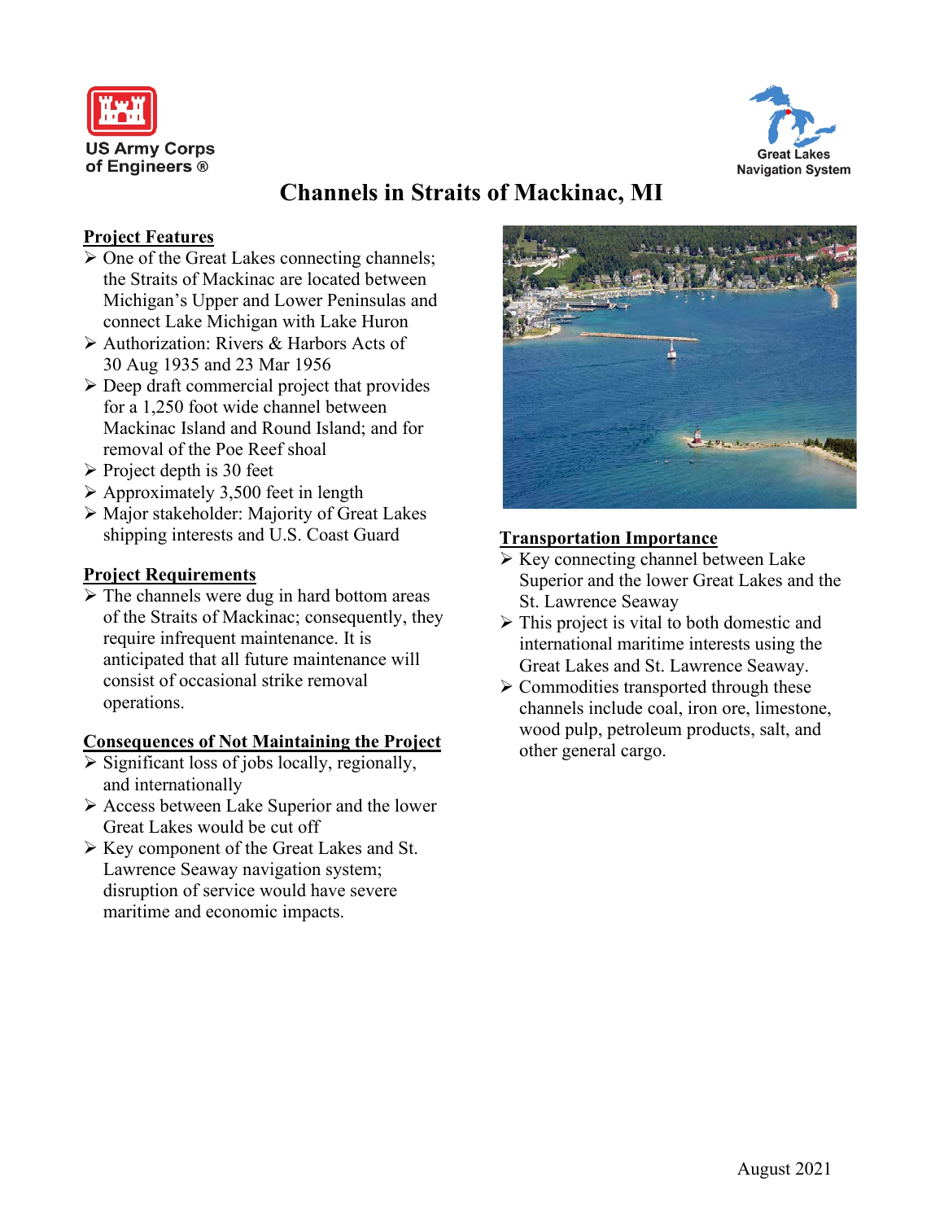US Army Corps of Engineers ®

Great Lakes Navigation System

# Channels in Straits of Mackinac, MI

## Project Features

- One of the Great Lakes connecting channels; the Straits of Mackinac are located between Michigan's Upper and Lower Peninsulas and connect Lake Michigan with Lake Huron
- Authorization: Rivers & Harbors Acts of 30 Aug 1935 and 23 Mar 1956
- Deep draft commercial project that provides for a 1,250 foot wide channel between Mackinac Island and Round Island; and for removal of the Poe Reef shoal
- Project depth is 30 feet
- Approximately 3,500 feet in length
- Major stakeholder: Majority of Great Lakes shipping interests and U.S. Coast Guard

## Project Requirements

- The channels were dug in hard bottom areas of the Straits of Mackinac; consequently, they require infrequent maintenance. It is anticipated that all future maintenance will consist of occasional strike removal operations.

## Consequences of Not Maintaining the Project

- Significant loss of jobs locally, regionally, and internationally
- Access between Lake Superior and the lower Great Lakes would be cut off
- Key component of the Great Lakes and St. Lawrence Seaway navigation system; disruption of service would have severe maritime and economic impacts.

## Transportation Importance

- Key connecting channel between Lake Superior and the lower Great Lakes and the St. Lawrence Seaway
- This project is vital to both domestic and international maritime interests using the Great Lakes and St. Lawrence Seaway.
- Commodities transported through these channels include coal, iron ore, limestone, wood pulp, petroleum products, salt, and other general cargo.

August 2021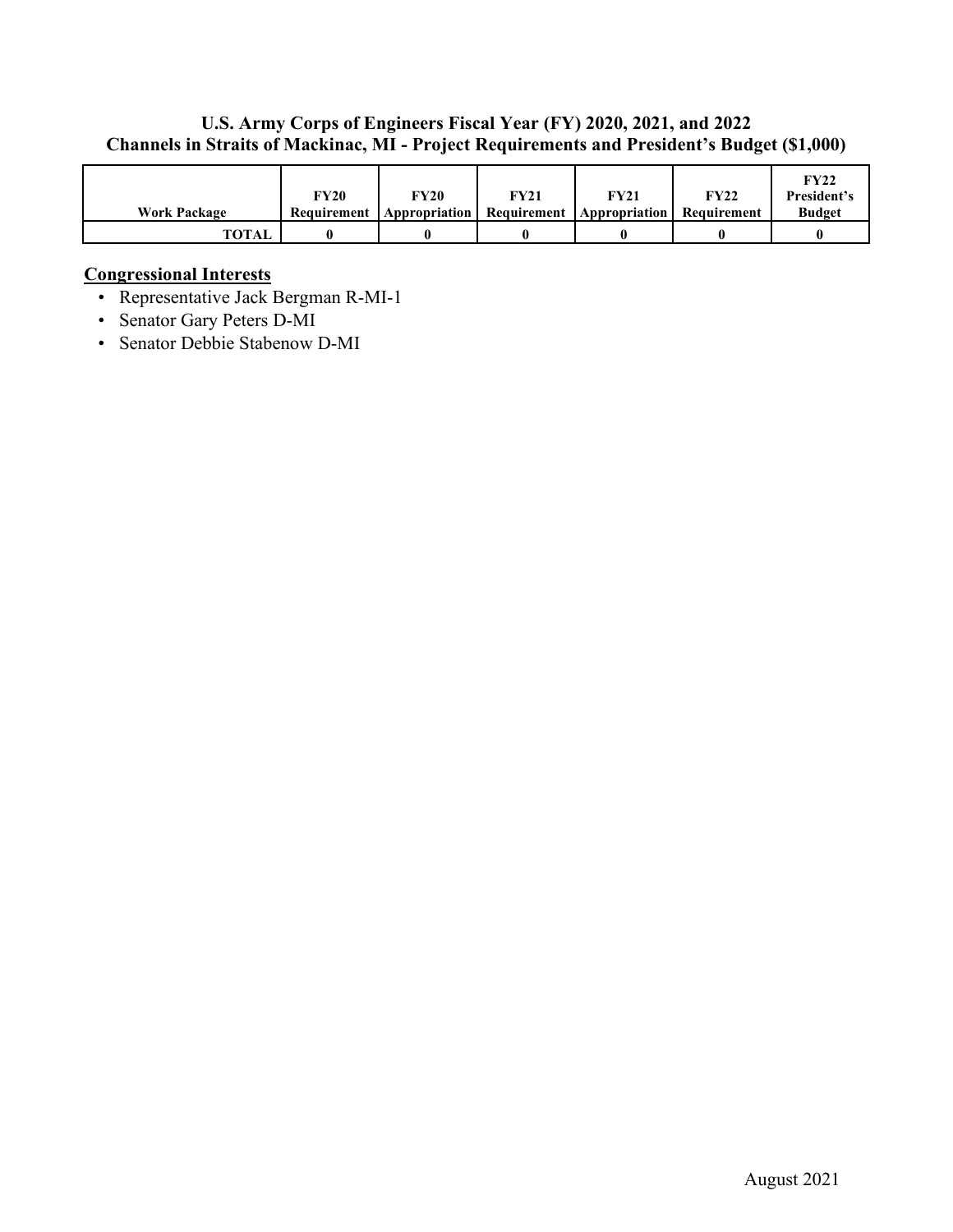## U.S. Army Corps of Engineers Fiscal Year (FY) 2020, 2021, and 2022
## Channels in Straits of Mackinac, MI - Project Requirements and President's Budget ($1,000)

| Work Package | FY20 Requirement | FY20 Appropriation | FY21 Requirement | FY21 Appropriation | FY22 Requirement | FY22 President's Budget |
|---|---|---|---|---|---|---|
| **TOTAL** | **0** | **0** | **0** | **0** | **0** | **0** |

**Congressional Interests**

- Representative Jack Bergman R-MI-1
- Senator Gary Peters D-MI
- Senator Debbie Stabenow D-MI

August 2021